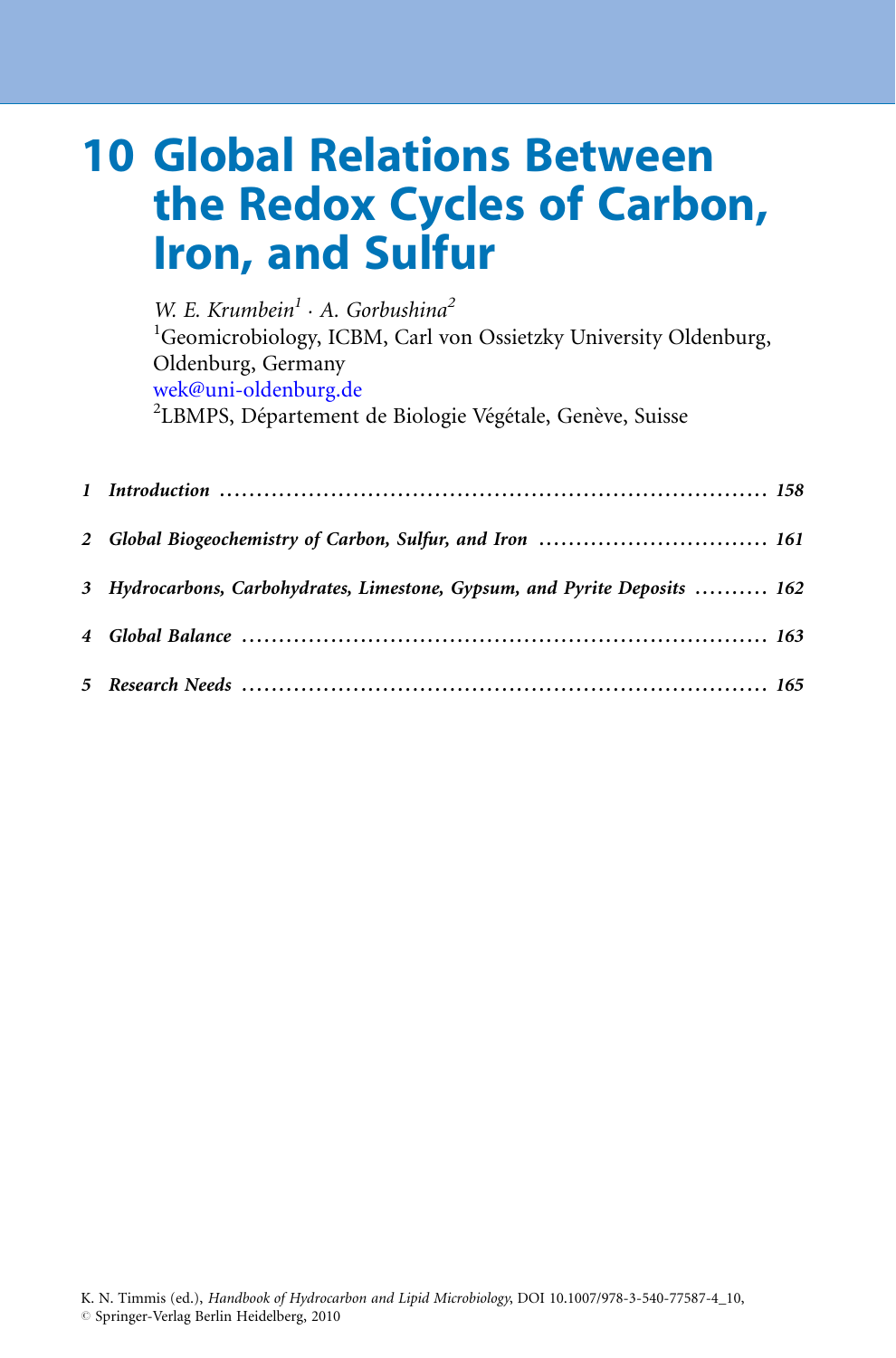# 10 Global Relations Between the Redox Cycles of Carbon, Iron, and Sulfur

*W. E. Krumbein*[1] · *A. Gorbushina*[2]

[1]Geomicrobiology, ICBM, Carl von Ossietzky University Oldenburg, Oldenburg, Germany

wek@uni-oldenburg.de

[2]LBMPS, Département de Biologie Végétale, Genève, Suisse

| | | |
|---|---|---|
| *1* | *Introduction* | *158* |
| *2* | *Global Biogeochemistry of Carbon, Sulfur, and Iron* | *161* |
| *3* | *Hydrocarbons, Carbohydrates, Limestone, Gypsum, and Pyrite Deposits* | *162* |
| *4* | *Global Balance* | *163* |
| *5* | *Research Needs* | *165* |

K. N. Timmis (ed.), *Handbook of Hydrocarbon and Lipid Microbiology*, DOI 10.1007/978-3-540-77587-4_10,
© Springer-Verlag Berlin Heidelberg, 2010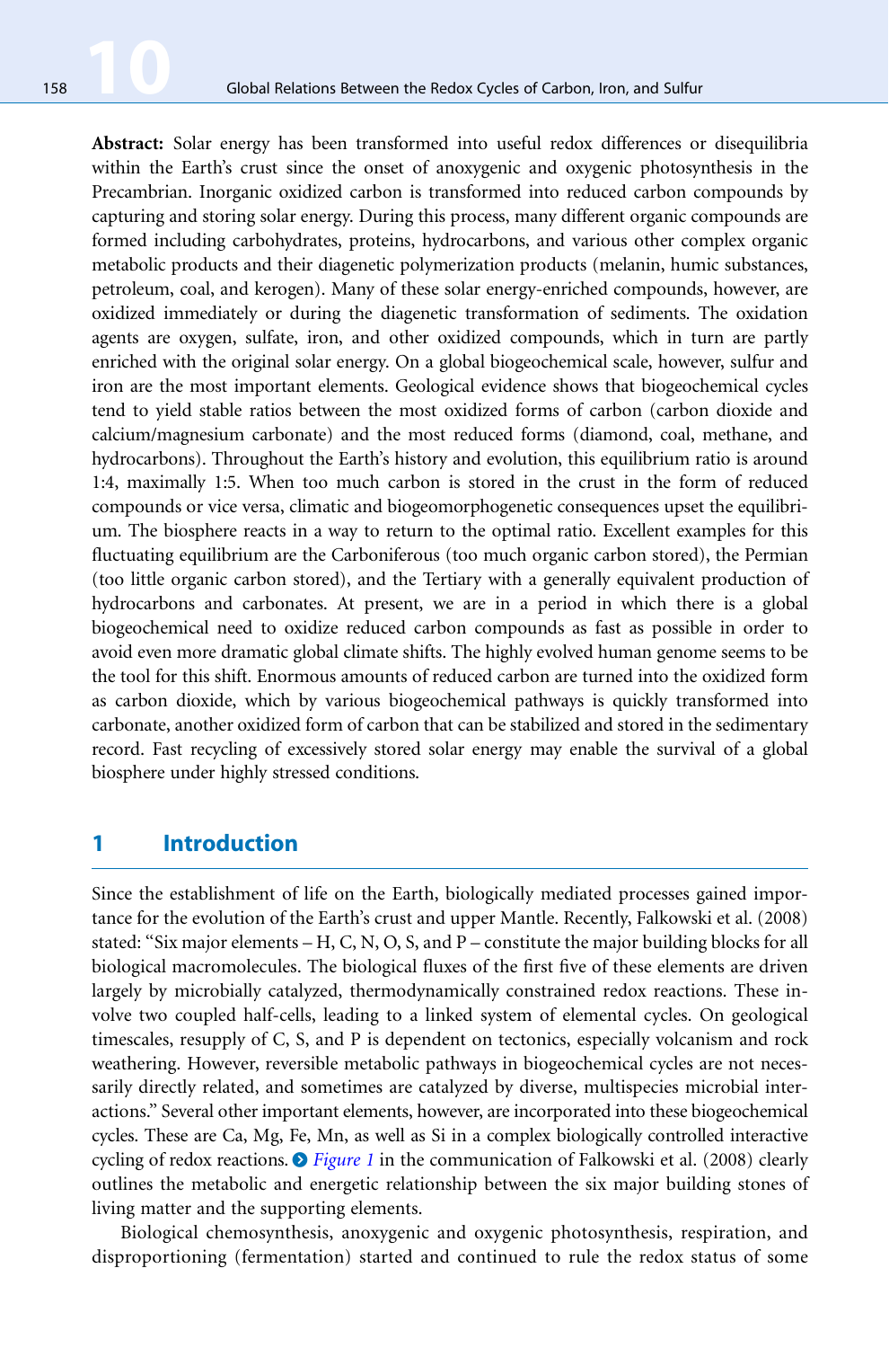**Abstract:** Solar energy has been transformed into useful redox differences or disequilibria within the Earth's crust since the onset of anoxygenic and oxygenic photosynthesis in the Precambrian. Inorganic oxidized carbon is transformed into reduced carbon compounds by capturing and storing solar energy. During this process, many different organic compounds are formed including carbohydrates, proteins, hydrocarbons, and various other complex organic metabolic products and their diagenetic polymerization products (melanin, humic substances, petroleum, coal, and kerogen). Many of these solar energy-enriched compounds, however, are oxidized immediately or during the diagenetic transformation of sediments. The oxidation agents are oxygen, sulfate, iron, and other oxidized compounds, which in turn are partly enriched with the original solar energy. On a global biogeochemical scale, however, sulfur and iron are the most important elements. Geological evidence shows that biogeochemical cycles tend to yield stable ratios between the most oxidized forms of carbon (carbon dioxide and calcium/magnesium carbonate) and the most reduced forms (diamond, coal, methane, and hydrocarbons). Throughout the Earth's history and evolution, this equilibrium ratio is around 1:4, maximally 1:5. When too much carbon is stored in the crust in the form of reduced compounds or vice versa, climatic and biogeomorphogenetic consequences upset the equilibrium. The biosphere reacts in a way to return to the optimal ratio. Excellent examples for this fluctuating equilibrium are the Carboniferous (too much organic carbon stored), the Permian (too little organic carbon stored), and the Tertiary with a generally equivalent production of hydrocarbons and carbonates. At present, we are in a period in which there is a global biogeochemical need to oxidize reduced carbon compounds as fast as possible in order to avoid even more dramatic global climate shifts. The highly evolved human genome seems to be the tool for this shift. Enormous amounts of reduced carbon are turned into the oxidized form as carbon dioxide, which by various biogeochemical pathways is quickly transformed into carbonate, another oxidized form of carbon that can be stabilized and stored in the sedimentary record. Fast recycling of excessively stored solar energy may enable the survival of a global biosphere under highly stressed conditions.

## 1 Introduction

Since the establishment of life on the Earth, biologically mediated processes gained importance for the evolution of the Earth's crust and upper Mantle. Recently, Falkowski et al. (2008) stated: "Six major elements – H, C, N, O, S, and P – constitute the major building blocks for all biological macromolecules. The biological fluxes of the first five of these elements are driven largely by microbially catalyzed, thermodynamically constrained redox reactions. These involve two coupled half-cells, leading to a linked system of elemental cycles. On geological timescales, resupply of C, S, and P is dependent on tectonics, especially volcanism and rock weathering. However, reversible metabolic pathways in biogeochemical cycles are not necessarily directly related, and sometimes are catalyzed by diverse, multispecies microbial interactions." Several other important elements, however, are incorporated into these biogeochemical cycles. These are Ca, Mg, Fe, Mn, as well as Si in a complex biologically controlled interactive cycling of redox reactions. *Figure 1* in the communication of Falkowski et al. (2008) clearly outlines the metabolic and energetic relationship between the six major building stones of living matter and the supporting elements.

Biological chemosynthesis, anoxygenic and oxygenic photosynthesis, respiration, and disproportioning (fermentation) started and continued to rule the redox status of some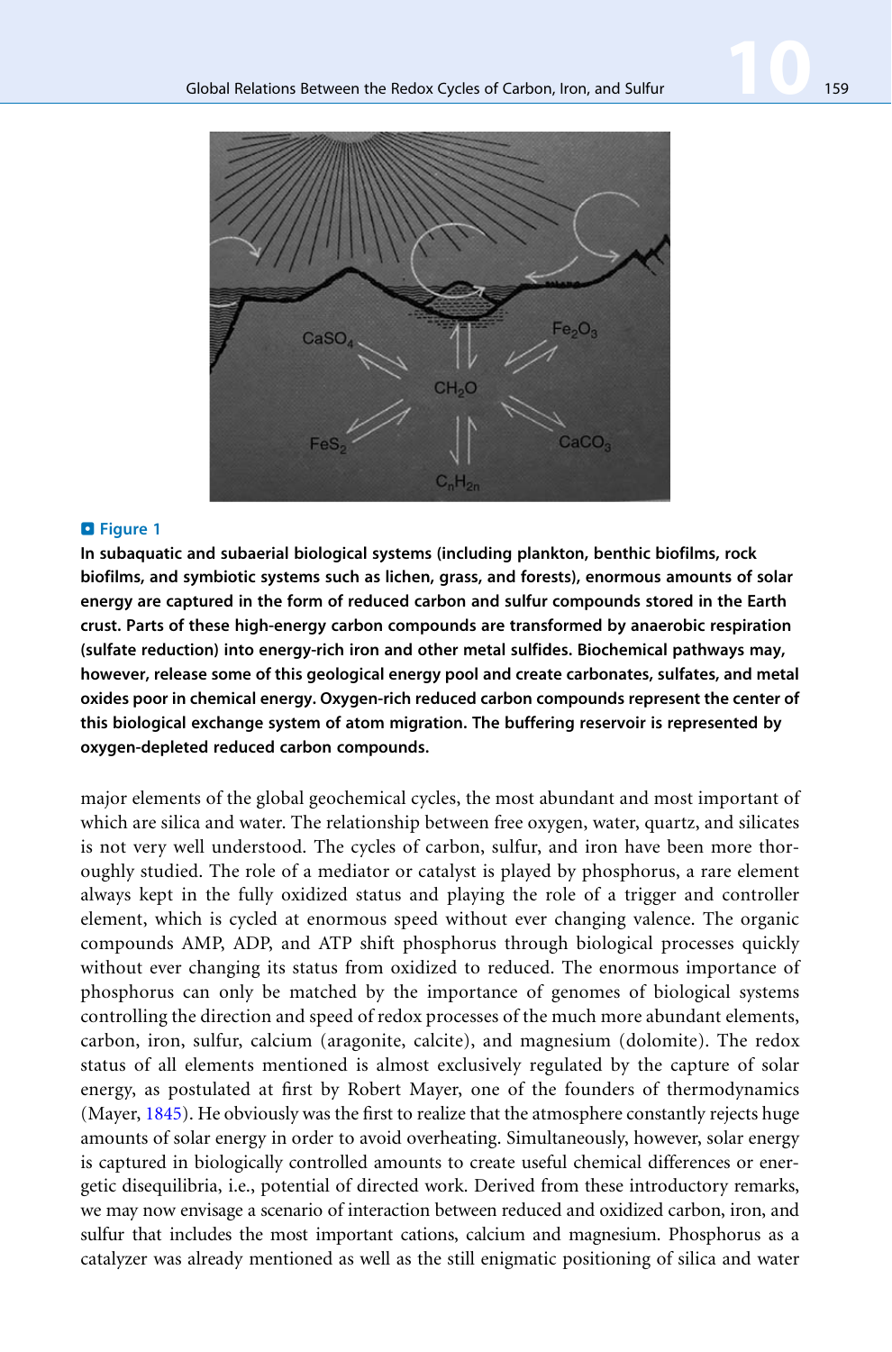**Figure 1**

**In subaquatic and subaerial biological systems (including plankton, benthic biofilms, rock biofilms, and symbiotic systems such as lichen, grass, and forests), enormous amounts of solar energy are captured in the form of reduced carbon and sulfur compounds stored in the Earth crust. Parts of these high-energy carbon compounds are transformed by anaerobic respiration (sulfate reduction) into energy-rich iron and other metal sulfides. Biochemical pathways may, however, release some of this geological energy pool and create carbonates, sulfates, and metal oxides poor in chemical energy. Oxygen-rich reduced carbon compounds represent the center of this biological exchange system of atom migration. The buffering reservoir is represented by oxygen-depleted reduced carbon compounds.**

major elements of the global geochemical cycles, the most abundant and most important of which are silica and water. The relationship between free oxygen, water, quartz, and silicates is not very well understood. The cycles of carbon, sulfur, and iron have been more thoroughly studied. The role of a mediator or catalyst is played by phosphorus, a rare element always kept in the fully oxidized status and playing the role of a trigger and controller element, which is cycled at enormous speed without ever changing valence. The organic compounds AMP, ADP, and ATP shift phosphorus through biological processes quickly without ever changing its status from oxidized to reduced. The enormous importance of phosphorus can only be matched by the importance of genomes of biological systems controlling the direction and speed of redox processes of the much more abundant elements, carbon, iron, sulfur, calcium (aragonite, calcite), and magnesium (dolomite). The redox status of all elements mentioned is almost exclusively regulated by the capture of solar energy, as postulated at first by Robert Mayer, one of the founders of thermodynamics (Mayer, 1845). He obviously was the first to realize that the atmosphere constantly rejects huge amounts of solar energy in order to avoid overheating. Simultaneously, however, solar energy is captured in biologically controlled amounts to create useful chemical differences or energetic disequilibria, i.e., potential of directed work. Derived from these introductory remarks, we may now envisage a scenario of interaction between reduced and oxidized carbon, iron, and sulfur that includes the most important cations, calcium and magnesium. Phosphorus as a catalyzer was already mentioned as well as the still enigmatic positioning of silica and water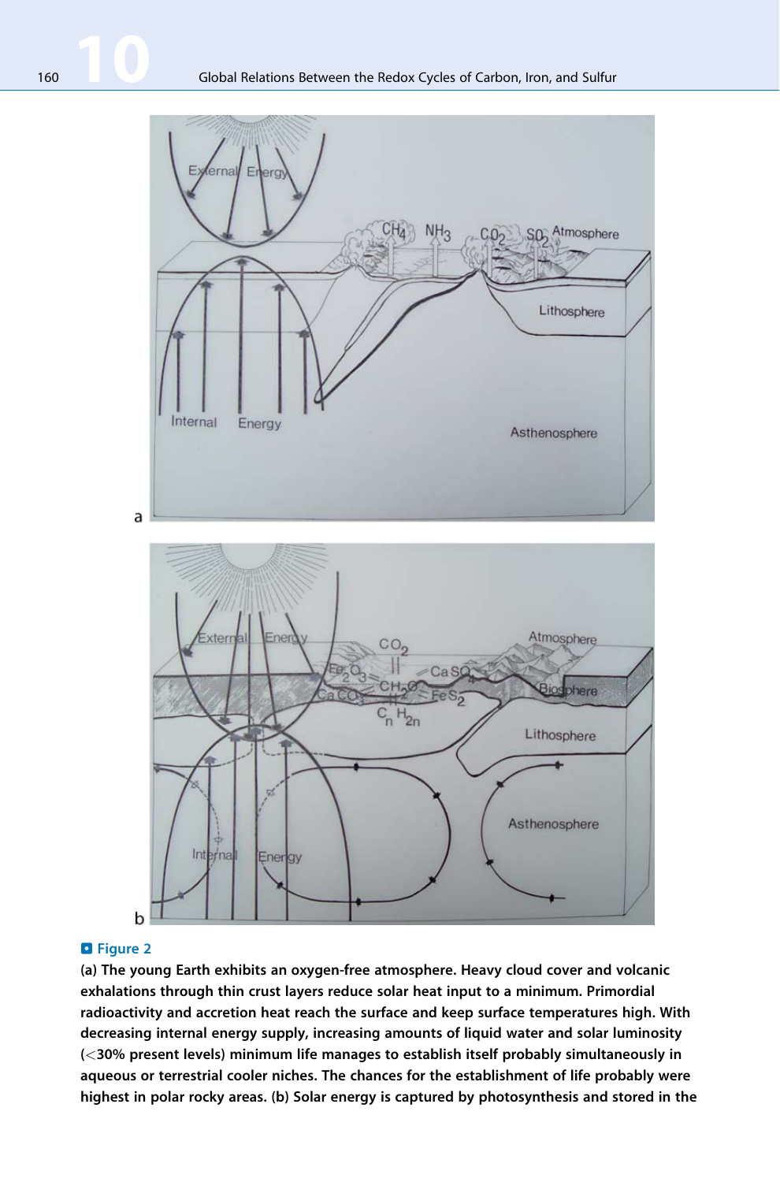**Figure 2**

**(a) The young Earth exhibits an oxygen-free atmosphere. Heavy cloud cover and volcanic exhalations through thin crust layers reduce solar heat input to a minimum. Primordial radioactivity and accretion heat reach the surface and keep surface temperatures high. With decreasing internal energy supply, increasing amounts of liquid water and solar luminosity (<30% present levels) minimum life manages to establish itself probably simultaneously in aqueous or terrestrial cooler niches. The chances for the establishment of life probably were highest in polar rocky areas. (b) Solar energy is captured by photosynthesis and stored in the**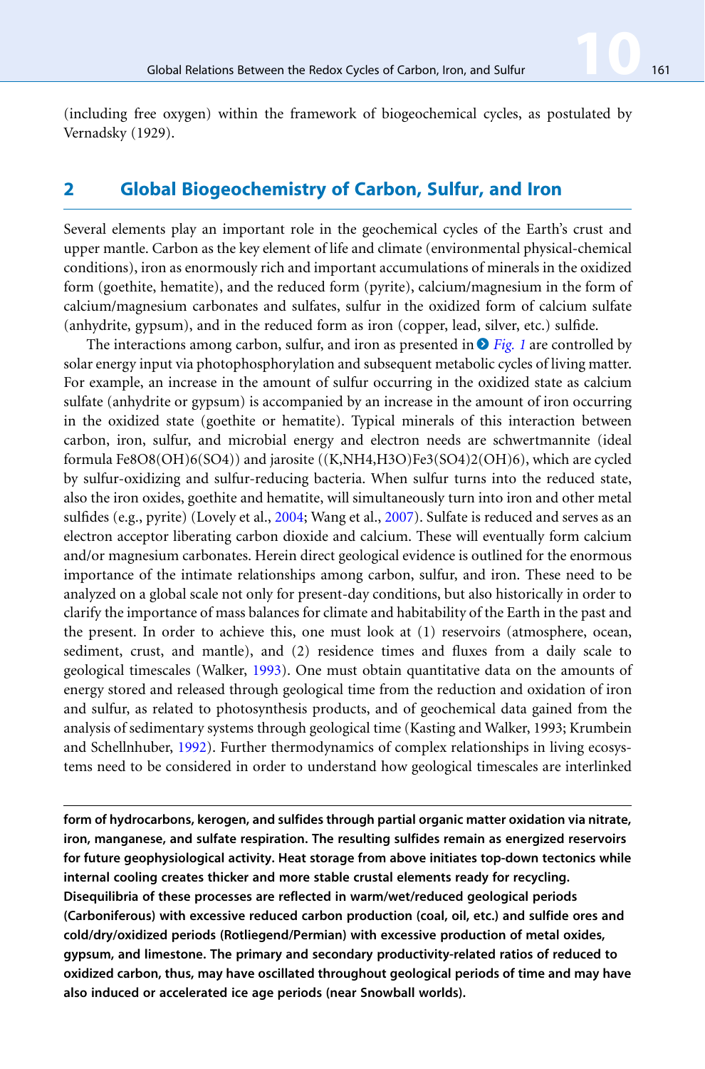(including free oxygen) within the framework of biogeochemical cycles, as postulated by Vernadsky (1929).

## 2 Global Biogeochemistry of Carbon, Sulfur, and Iron

Several elements play an important role in the geochemical cycles of the Earth's crust and upper mantle. Carbon as the key element of life and climate (environmental physical-chemical conditions), iron as enormously rich and important accumulations of minerals in the oxidized form (goethite, hematite), and the reduced form (pyrite), calcium/magnesium in the form of calcium/magnesium carbonates and sulfates, sulfur in the oxidized form of calcium sulfate (anhydrite, gypsum), and in the reduced form as iron (copper, lead, silver, etc.) sulfide.

The interactions among carbon, sulfur, and iron as presented in *Fig. 1* are controlled by solar energy input via photophosphorylation and subsequent metabolic cycles of living matter. For example, an increase in the amount of sulfur occurring in the oxidized state as calcium sulfate (anhydrite or gypsum) is accompanied by an increase in the amount of iron occurring in the oxidized state (goethite or hematite). Typical minerals of this interaction between carbon, iron, sulfur, and microbial energy and electron needs are schwertmannite (ideal formula $Fe_8O_8(OH)_6(SO_4)$) and jarosite ($(K,NH_4,H_3O)Fe_3(SO_4)_2(OH)_6$), which are cycled by sulfur-oxidizing and sulfur-reducing bacteria. When sulfur turns into the reduced state, also the iron oxides, goethite and hematite, will simultaneously turn into iron and other metal sulfides (e.g., pyrite) (Lovely et al., 2004; Wang et al., 2007). Sulfate is reduced and serves as an electron acceptor liberating carbon dioxide and calcium. These will eventually form calcium and/or magnesium carbonates. Herein direct geological evidence is outlined for the enormous importance of the intimate relationships among carbon, sulfur, and iron. These need to be analyzed on a global scale not only for present-day conditions, but also historically in order to clarify the importance of mass balances for climate and habitability of the Earth in the past and the present. In order to achieve this, one must look at (1) reservoirs (atmosphere, ocean, sediment, crust, and mantle), and (2) residence times and fluxes from a daily scale to geological timescales (Walker, 1993). One must obtain quantitative data on the amounts of energy stored and released through geological time from the reduction and oxidation of iron and sulfur, as related to photosynthesis products, and of geochemical data gained from the analysis of sedimentary systems through geological time (Kasting and Walker, 1993; Krumbein and Schellnhuber, 1992). Further thermodynamics of complex relationships in living ecosystems need to be considered in order to understand how geological timescales are interlinked

**form of hydrocarbons, kerogen, and sulfides through partial organic matter oxidation via nitrate, iron, manganese, and sulfate respiration. The resulting sulfides remain as energized reservoirs for future geophysiological activity. Heat storage from above initiates top-down tectonics while internal cooling creates thicker and more stable crustal elements ready for recycling. Disequilibria of these processes are reflected in warm/wet/reduced geological periods (Carboniferous) with excessive reduced carbon production (coal, oil, etc.) and sulfide ores and cold/dry/oxidized periods (Rotliegend/Permian) with excessive production of metal oxides, gypsum, and limestone. The primary and secondary productivity-related ratios of reduced to oxidized carbon, thus, may have oscillated throughout geological periods of time and may have also induced or accelerated ice age periods (near Snowball worlds).**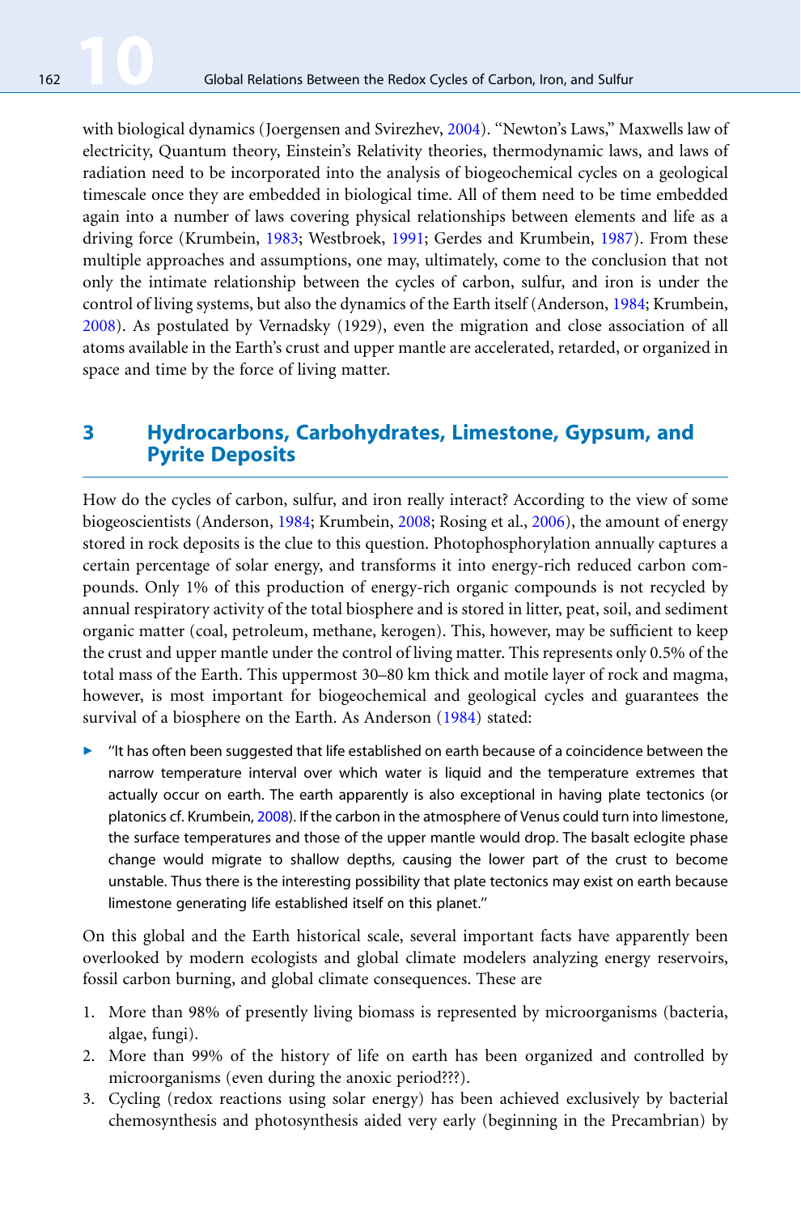with biological dynamics (Joergensen and Svirezhev, 2004). "Newton's Laws," Maxwells law of electricity, Quantum theory, Einstein's Relativity theories, thermodynamic laws, and laws of radiation need to be incorporated into the analysis of biogeochemical cycles on a geological timescale once they are embedded in biological time. All of them need to be time embedded again into a number of laws covering physical relationships between elements and life as a driving force (Krumbein, 1983; Westbroek, 1991; Gerdes and Krumbein, 1987). From these multiple approaches and assumptions, one may, ultimately, come to the conclusion that not only the intimate relationship between the cycles of carbon, sulfur, and iron is under the control of living systems, but also the dynamics of the Earth itself (Anderson, 1984; Krumbein, 2008). As postulated by Vernadsky (1929), even the migration and close association of all atoms available in the Earth's crust and upper mantle are accelerated, retarded, or organized in space and time by the force of living matter.

## 3 Hydrocarbons, Carbohydrates, Limestone, Gypsum, and Pyrite Deposits

How do the cycles of carbon, sulfur, and iron really interact? According to the view of some biogeoscientists (Anderson, 1984; Krumbein, 2008; Rosing et al., 2006), the amount of energy stored in rock deposits is the clue to this question. Photophosphorylation annually captures a certain percentage of solar energy, and transforms it into energy-rich reduced carbon compounds. Only 1% of this production of energy-rich organic compounds is not recycled by annual respiratory activity of the total biosphere and is stored in litter, peat, soil, and sediment organic matter (coal, petroleum, methane, kerogen). This, however, may be sufficient to keep the crust and upper mantle under the control of living matter. This represents only 0.5% of the total mass of the Earth. This uppermost 30–80 km thick and motile layer of rock and magma, however, is most important for biogeochemical and geological cycles and guarantees the survival of a biosphere on the Earth. As Anderson (1984) stated:

> "It has often been suggested that life established on earth because of a coincidence between the narrow temperature interval over which water is liquid and the temperature extremes that actually occur on earth. The earth apparently is also exceptional in having plate tectonics (or platonics cf. Krumbein, 2008). If the carbon in the atmosphere of Venus could turn into limestone, the surface temperatures and those of the upper mantle would drop. The basalt eclogite phase change would migrate to shallow depths, causing the lower part of the crust to become unstable. Thus there is the interesting possibility that plate tectonics may exist on earth because limestone generating life established itself on this planet."

On this global and the Earth historical scale, several important facts have apparently been overlooked by modern ecologists and global climate modelers analyzing energy reservoirs, fossil carbon burning, and global climate consequences. These are

1. More than 98% of presently living biomass is represented by microorganisms (bacteria, algae, fungi).
2. More than 99% of the history of life on earth has been organized and controlled by microorganisms (even during the anoxic period???).
3. Cycling (redox reactions using solar energy) has been achieved exclusively by bacterial chemosynthesis and photosynthesis aided very early (beginning in the Precambrian) by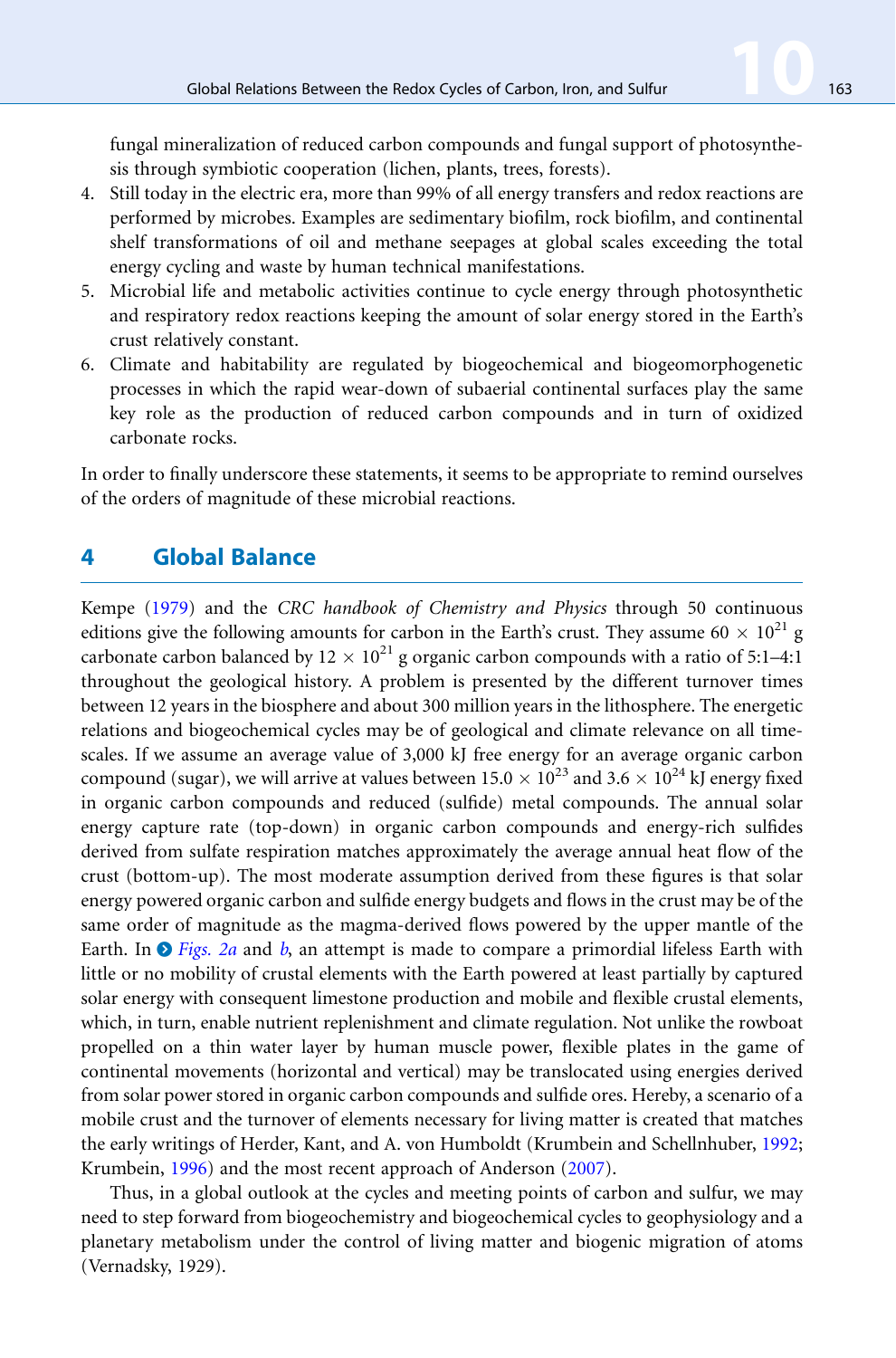fungal mineralization of reduced carbon compounds and fungal support of photosynthesis through symbiotic cooperation (lichen, plants, trees, forests).

4. Still today in the electric era, more than 99% of all energy transfers and redox reactions are performed by microbes. Examples are sedimentary biofilm, rock biofilm, and continental shelf transformations of oil and methane seepages at global scales exceeding the total energy cycling and waste by human technical manifestations.
5. Microbial life and metabolic activities continue to cycle energy through photosynthetic and respiratory redox reactions keeping the amount of solar energy stored in the Earth's crust relatively constant.
6. Climate and habitability are regulated by biogeochemical and biogeomorphogenetic processes in which the rapid wear-down of subaerial continental surfaces play the same key role as the production of reduced carbon compounds and in turn of oxidized carbonate rocks.

In order to finally underscore these statements, it seems to be appropriate to remind ourselves of the orders of magnitude of these microbial reactions.

## 4 Global Balance

Kempe (1979) and the *CRC handbook of Chemistry and Physics* through 50 continuous editions give the following amounts for carbon in the Earth's crust. They assume $60 \times 10^{21}$ g carbonate carbon balanced by $12 \times 10^{21}$ g organic carbon compounds with a ratio of 5:1–4:1 throughout the geological history. A problem is presented by the different turnover times between 12 years in the biosphere and about 300 million years in the lithosphere. The energetic relations and biogeochemical cycles may be of geological and climate relevance on all timescales. If we assume an average value of 3,000 kJ free energy for an average organic carbon compound (sugar), we will arrive at values between $15.0 \times 10^{23}$ and $3.6 \times 10^{24}$ kJ energy fixed in organic carbon compounds and reduced (sulfide) metal compounds. The annual solar energy capture rate (top-down) in organic carbon compounds and energy-rich sulfides derived from sulfate respiration matches approximately the average annual heat flow of the crust (bottom-up). The most moderate assumption derived from these figures is that solar energy powered organic carbon and sulfide energy budgets and flows in the crust may be of the same order of magnitude as the magma-derived flows powered by the upper mantle of the Earth. In *Figs. 2a* and *b*, an attempt is made to compare a primordial lifeless Earth with little or no mobility of crustal elements with the Earth powered at least partially by captured solar energy with consequent limestone production and mobile and flexible crustal elements, which, in turn, enable nutrient replenishment and climate regulation. Not unlike the rowboat propelled on a thin water layer by human muscle power, flexible plates in the game of continental movements (horizontal and vertical) may be translocated using energies derived from solar power stored in organic carbon compounds and sulfide ores. Hereby, a scenario of a mobile crust and the turnover of elements necessary for living matter is created that matches the early writings of Herder, Kant, and A. von Humboldt (Krumbein and Schellnhuber, 1992; Krumbein, 1996) and the most recent approach of Anderson (2007).

Thus, in a global outlook at the cycles and meeting points of carbon and sulfur, we may need to step forward from biogeochemistry and biogeochemical cycles to geophysiology and a planetary metabolism under the control of living matter and biogenic migration of atoms (Vernadsky, 1929).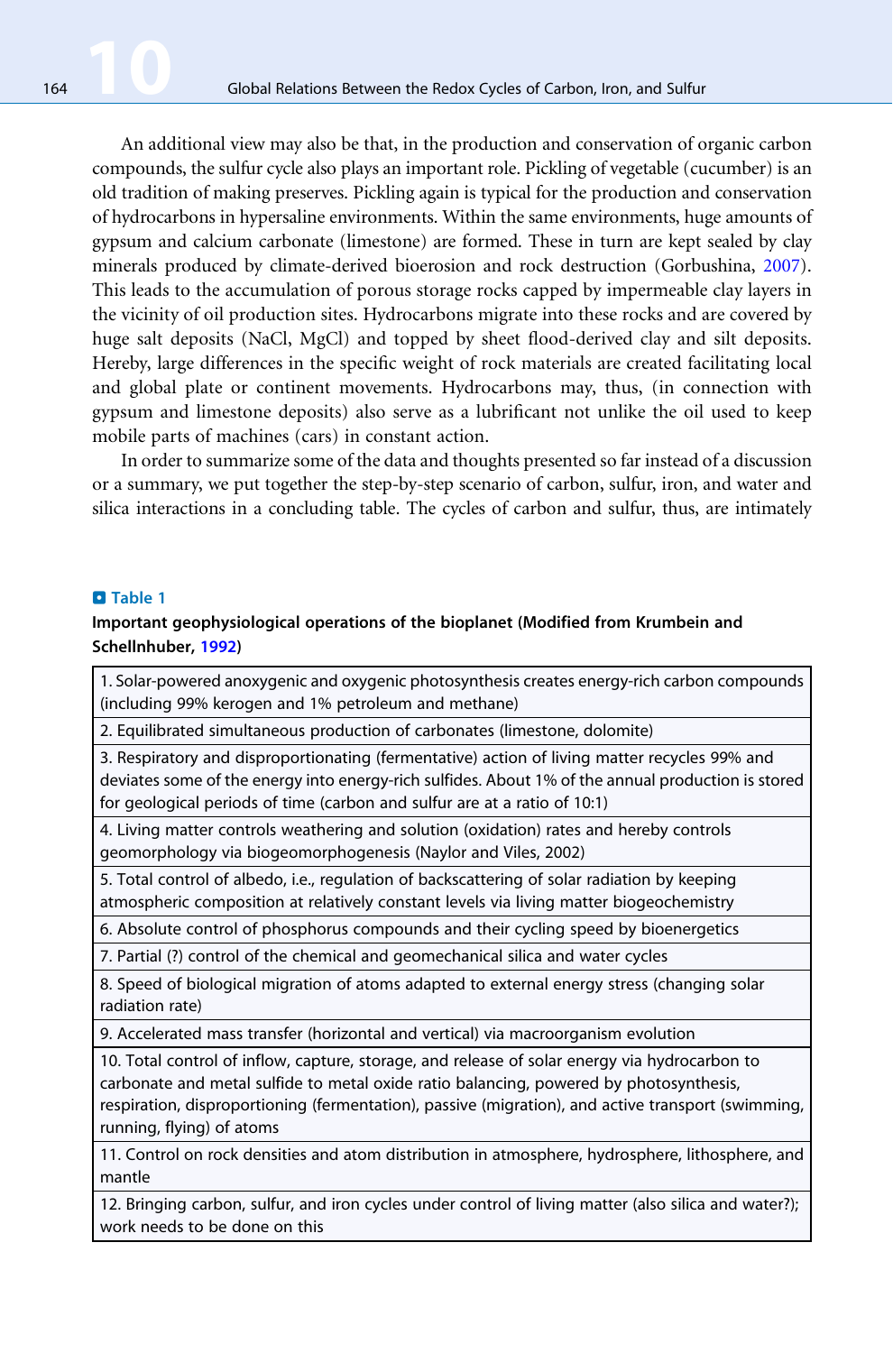An additional view may also be that, in the production and conservation of organic carbon compounds, the sulfur cycle also plays an important role. Pickling of vegetable (cucumber) is an old tradition of making preserves. Pickling again is typical for the production and conservation of hydrocarbons in hypersaline environments. Within the same environments, huge amounts of gypsum and calcium carbonate (limestone) are formed. These in turn are kept sealed by clay minerals produced by climate-derived bioerosion and rock destruction (Gorbushina, 2007). This leads to the accumulation of porous storage rocks capped by impermeable clay layers in the vicinity of oil production sites. Hydrocarbons migrate into these rocks and are covered by huge salt deposits (NaCl, MgCl) and topped by sheet flood-derived clay and silt deposits. Hereby, large differences in the specific weight of rock materials are created facilitating local and global plate or continent movements. Hydrocarbons may, thus, (in connection with gypsum and limestone deposits) also serve as a lubricant not unlike the oil used to keep mobile parts of machines (cars) in constant action.

In order to summarize some of the data and thoughts presented so far instead of a discussion or a summary, we put together the step-by-step scenario of carbon, sulfur, iron, and water and silica interactions in a concluding table. The cycles of carbon and sulfur, thus, are intimately

**Table 1**

**Important geophysiological operations of the bioplanet (Modified from Krumbein and Schellnhuber, 1992)**

| |
|---|
| 1. Solar-powered anoxygenic and oxygenic photosynthesis creates energy-rich carbon compounds (including 99% kerogen and 1% petroleum and methane) |
| 2. Equilibrated simultaneous production of carbonates (limestone, dolomite) |
| 3. Respiratory and disproportionating (fermentative) action of living matter recycles 99% and deviates some of the energy into energy-rich sulfides. About 1% of the annual production is stored for geological periods of time (carbon and sulfur are at a ratio of 10:1) |
| 4. Living matter controls weathering and solution (oxidation) rates and hereby controls geomorphology via biogeomorphogenesis (Naylor and Viles, 2002) |
| 5. Total control of albedo, i.e., regulation of backscattering of solar radiation by keeping atmospheric composition at relatively constant levels via living matter biogeochemistry |
| 6. Absolute control of phosphorus compounds and their cycling speed by bioenergetics |
| 7. Partial (?) control of the chemical and geomechanical silica and water cycles |
| 8. Speed of biological migration of atoms adapted to external energy stress (changing solar radiation rate) |
| 9. Accelerated mass transfer (horizontal and vertical) via macroorganism evolution |
| 10. Total control of inflow, capture, storage, and release of solar energy via hydrocarbon to carbonate and metal sulfide to metal oxide ratio balancing, powered by photosynthesis, respiration, disproportioning (fermentation), passive (migration), and active transport (swimming, running, flying) of atoms |
| 11. Control on rock densities and atom distribution in atmosphere, hydrosphere, lithosphere, and mantle |
| 12. Bringing carbon, sulfur, and iron cycles under control of living matter (also silica and water?); work needs to be done on this |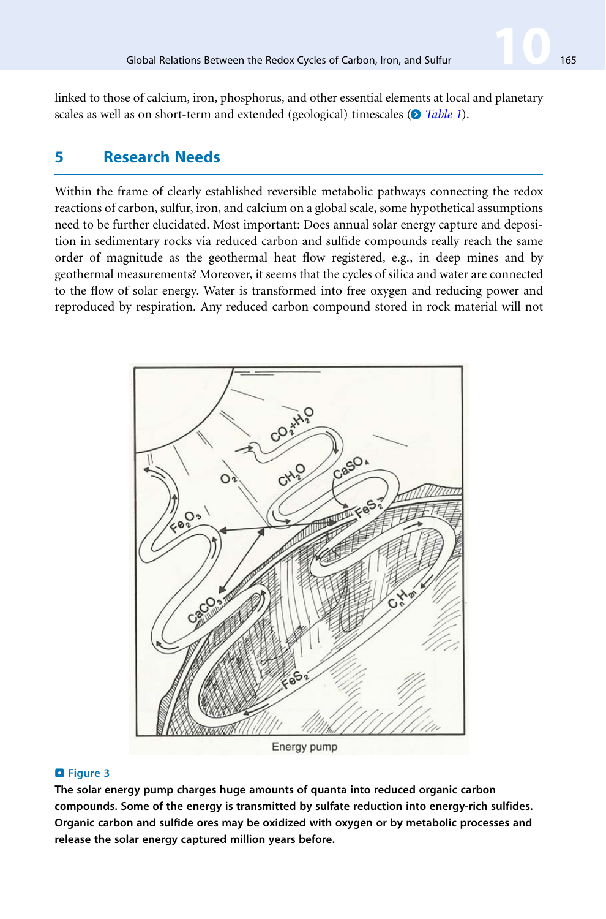linked to those of calcium, iron, phosphorus, and other essential elements at local and planetary scales as well as on short-term and extended (geological) timescales (Table 1).

## 5 Research Needs

Within the frame of clearly established reversible metabolic pathways connecting the redox reactions of carbon, sulfur, iron, and calcium on a global scale, some hypothetical assumptions need to be further elucidated. Most important: Does annual solar energy capture and deposition in sedimentary rocks via reduced carbon and sulfide compounds really reach the same order of magnitude as the geothermal heat flow registered, e.g., in deep mines and by geothermal measurements? Moreover, it seems that the cycles of silica and water are connected to the flow of solar energy. Water is transformed into free oxygen and reducing power and reproduced by respiration. Any reduced carbon compound stored in rock material will not

**Figure 3**

**The solar energy pump charges huge amounts of quanta into reduced organic carbon compounds. Some of the energy is transmitted by sulfate reduction into energy-rich sulfides. Organic carbon and sulfide ores may be oxidized with oxygen or by metabolic processes and release the solar energy captured million years before.**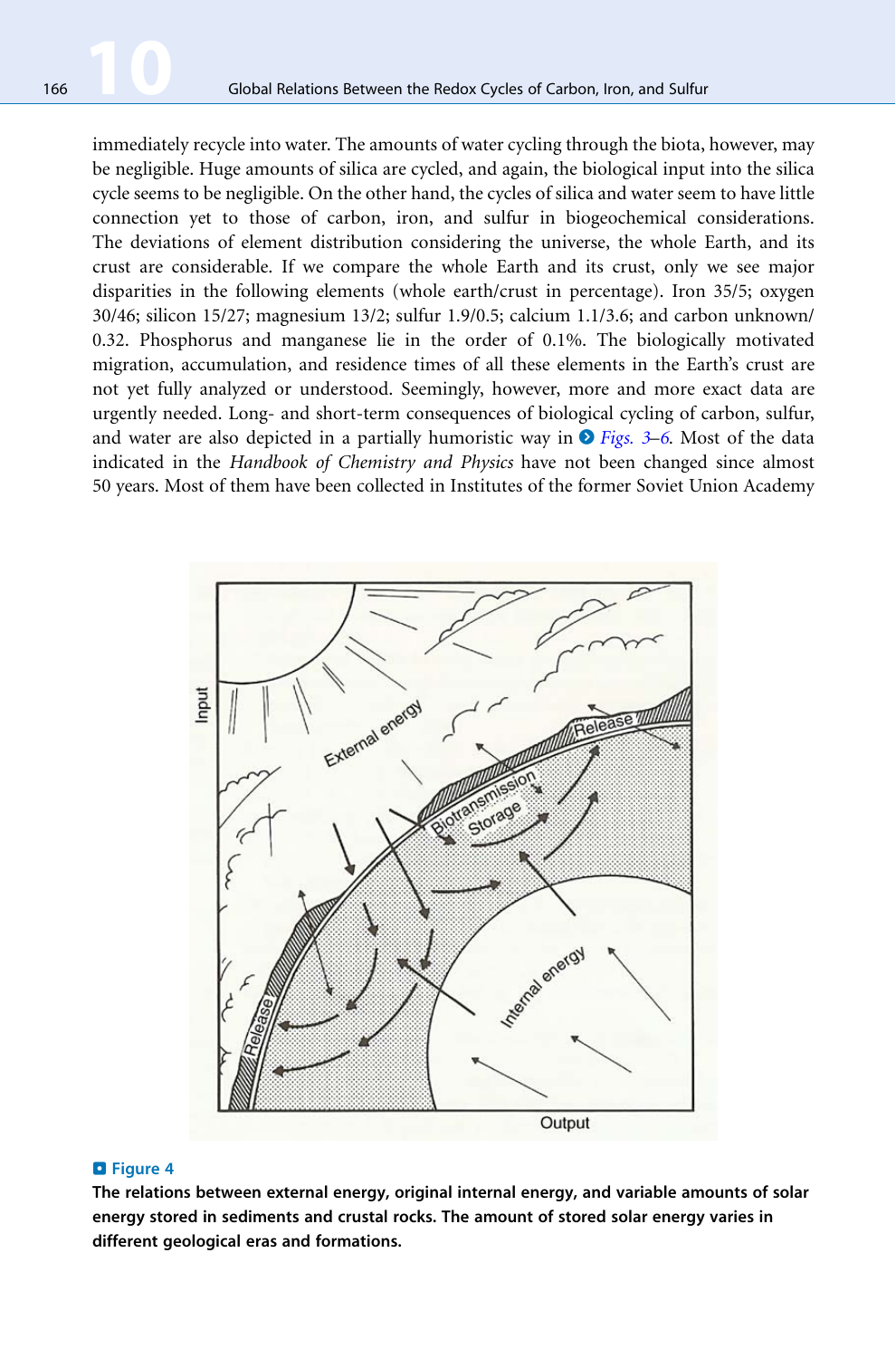immediately recycle into water. The amounts of water cycling through the biota, however, may be negligible. Huge amounts of silica are cycled, and again, the biological input into the silica cycle seems to be negligible. On the other hand, the cycles of silica and water seem to have little connection yet to those of carbon, iron, and sulfur in biogeochemical considerations. The deviations of element distribution considering the universe, the whole Earth, and its crust are considerable. If we compare the whole Earth and its crust, only we see major disparities in the following elements (whole earth/crust in percentage). Iron 35/5; oxygen 30/46; silicon 15/27; magnesium 13/2; sulfur 1.9/0.5; calcium 1.1/3.6; and carbon unknown/ 0.32. Phosphorus and manganese lie in the order of 0.1%. The biologically motivated migration, accumulation, and residence times of all these elements in the Earth's crust are not yet fully analyzed or understood. Seemingly, however, more and more exact data are urgently needed. Long- and short-term consequences of biological cycling of carbon, sulfur, and water are also depicted in a partially humoristic way in Figs. 3–6. Most of the data indicated in the *Handbook of Chemistry and Physics* have not been changed since almost 50 years. Most of them have been collected in Institutes of the former Soviet Union Academy

**Figure 4**

**The relations between external energy, original internal energy, and variable amounts of solar energy stored in sediments and crustal rocks. The amount of stored solar energy varies in different geological eras and formations.**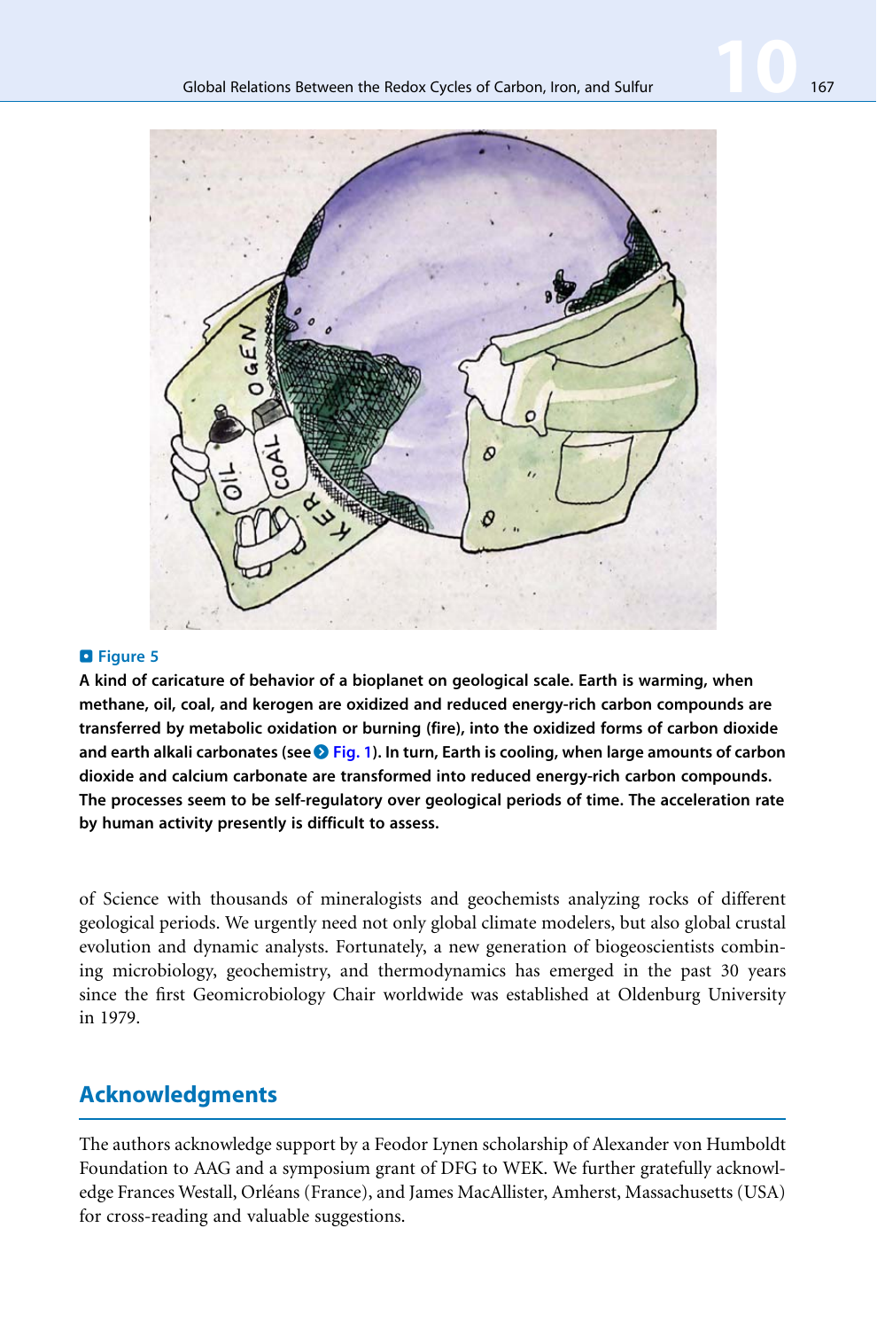**Figure 5**

**A kind of caricature of behavior of a bioplanet on geological scale. Earth is warming, when methane, oil, coal, and kerogen are oxidized and reduced energy-rich carbon compounds are transferred by metabolic oxidation or burning (fire), into the oxidized forms of carbon dioxide and earth alkali carbonates (see Fig. 1). In turn, Earth is cooling, when large amounts of carbon dioxide and calcium carbonate are transformed into reduced energy-rich carbon compounds. The processes seem to be self-regulatory over geological periods of time. The acceleration rate by human activity presently is difficult to assess.**

of Science with thousands of mineralogists and geochemists analyzing rocks of different geological periods. We urgently need not only global climate modelers, but also global crustal evolution and dynamic analysts. Fortunately, a new generation of biogeoscientists combining microbiology, geochemistry, and thermodynamics has emerged in the past 30 years since the first Geomicrobiology Chair worldwide was established at Oldenburg University in 1979.

## Acknowledgments

The authors acknowledge support by a Feodor Lynen scholarship of Alexander von Humboldt Foundation to AAG and a symposium grant of DFG to WEK. We further gratefully acknowledge Frances Westall, Orléans (France), and James MacAllister, Amherst, Massachusetts (USA) for cross-reading and valuable suggestions.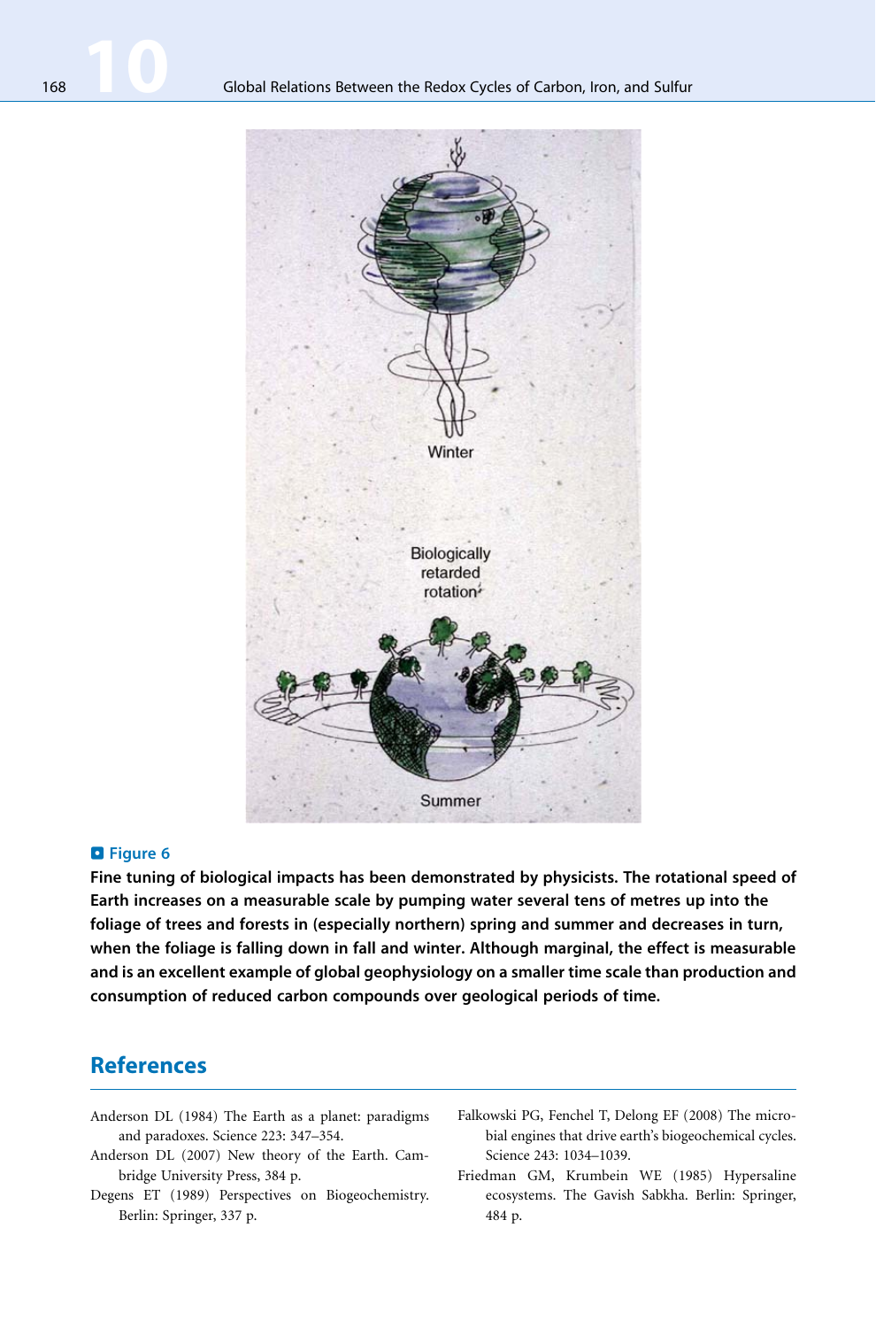**Figure 6**

**Fine tuning of biological impacts has been demonstrated by physicists. The rotational speed of Earth increases on a measurable scale by pumping water several tens of metres up into the foliage of trees and forests in (especially northern) spring and summer and decreases in turn, when the foliage is falling down in fall and winter. Although marginal, the effect is measurable and is an excellent example of global geophysiology on a smaller time scale than production and consumption of reduced carbon compounds over geological periods of time.**

## References

Anderson DL (1984) The Earth as a planet: paradigms and paradoxes. Science 223: 347–354.

Anderson DL (2007) New theory of the Earth. Cambridge University Press, 384 p.

Degens ET (1989) Perspectives on Biogeochemistry. Berlin: Springer, 337 p.

Falkowski PG, Fenchel T, Delong EF (2008) The microbial engines that drive earth's biogeochemical cycles. Science 243: 1034–1039.

Friedman GM, Krumbein WE (1985) Hypersaline ecosystems. The Gavish Sabkha. Berlin: Springer, 484 p.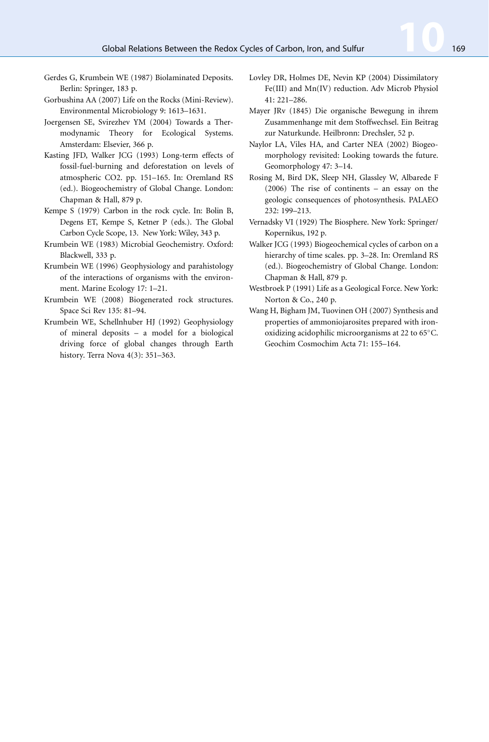Gerdes G, Krumbein WE (1987) Biolaminated Deposits. Berlin: Springer, 183 p.

Gorbushina AA (2007) Life on the Rocks (Mini-Review). Environmental Microbiology 9: 1613–1631.

Joergensen SE, Svirezhev YM (2004) Towards a Thermodynamic Theory for Ecological Systems. Amsterdam: Elsevier, 366 p.

Kasting JFD, Walker JCG (1993) Long-term effects of fossil-fuel-burning and deforestation on levels of atmospheric CO2. pp. 151–165. In: Oremland RS (ed.). Biogeochemistry of Global Change. London: Chapman & Hall, 879 p.

Kempe S (1979) Carbon in the rock cycle. In: Bolin B, Degens ET, Kempe S, Ketner P (eds.). The Global Carbon Cycle Scope, 13. New York: Wiley, 343 p.

Krumbein WE (1983) Microbial Geochemistry. Oxford: Blackwell, 333 p.

Krumbein WE (1996) Geophysiology and parahistology of the interactions of organisms with the environment. Marine Ecology 17: 1–21.

Krumbein WE (2008) Biogenerated rock structures. Space Sci Rev 135: 81–94.

Krumbein WE, Schellnhuber HJ (1992) Geophysiology of mineral deposits – a model for a biological driving force of global changes through Earth history. Terra Nova 4(3): 351–363.

Lovley DR, Holmes DE, Nevin KP (2004) Dissimilatory Fe(III) and Mn(IV) reduction. Adv Microb Physiol 41: 221–286.

Mayer JRv (1845) Die organische Bewegung in ihrem Zusammenhange mit dem Stoffwechsel. Ein Beitrag zur Naturkunde. Heilbronn: Drechsler, 52 p.

Naylor LA, Viles HA, and Carter NEA (2002) Biogeomorphology revisited: Looking towards the future. Geomorphology 47: 3–14.

Rosing M, Bird DK, Sleep NH, Glassley W, Albarede F (2006) The rise of continents – an essay on the geologic consequences of photosynthesis. PALAEO 232: 199–213.

Vernadsky VI (1929) The Biosphere. New York: Springer/Kopernikus, 192 p.

Walker JCG (1993) Biogeochemical cycles of carbon on a hierarchy of time scales. pp. 3–28. In: Oremland RS (ed.). Biogeochemistry of Global Change. London: Chapman & Hall, 879 p.

Westbroek P (1991) Life as a Geological Force. New York: Norton & Co., 240 p.

Wang H, Bigham JM, Tuovinen OH (2007) Synthesis and properties of ammoniojarosites prepared with iron-oxidizing acidophilic microorganisms at 22 to 65°C. Geochim Cosmochim Acta 71: 155–164.